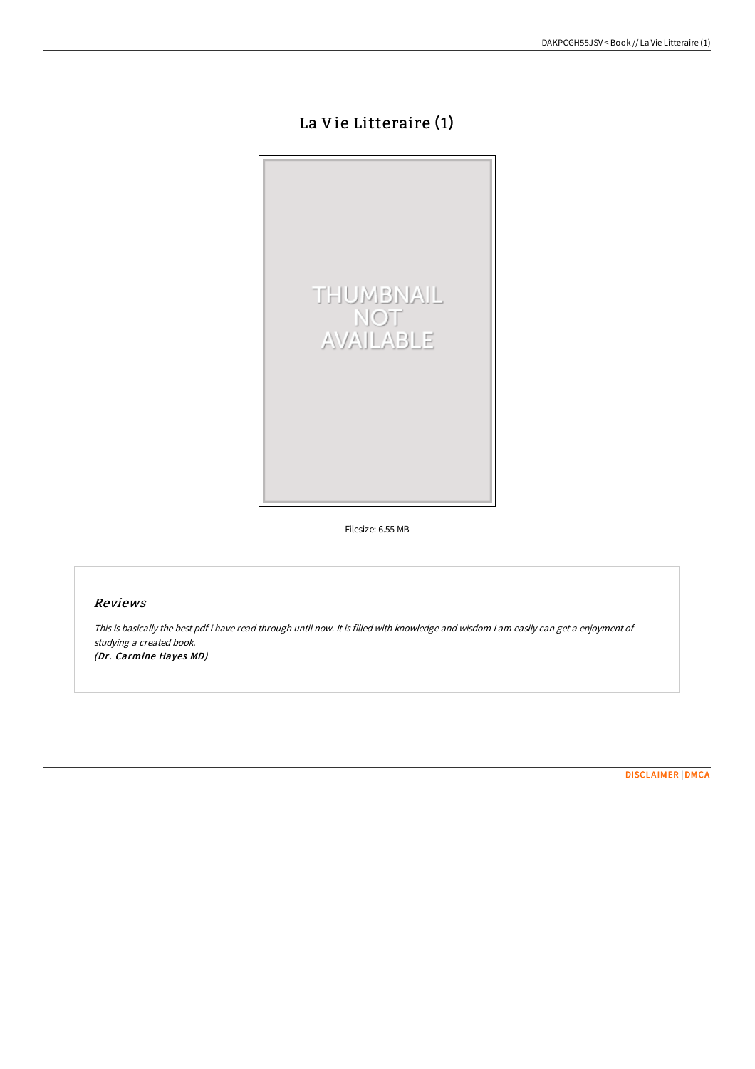# La Vie Litteraire (1)

Filesize: 6.55 MB

## Reviews

*This is basically the best pdf i have read through until now. It is filled with knowledge and wisdom I am easily can get a enjoyment of studying a created book.*
*(Dr. Carmine Hayes MD)*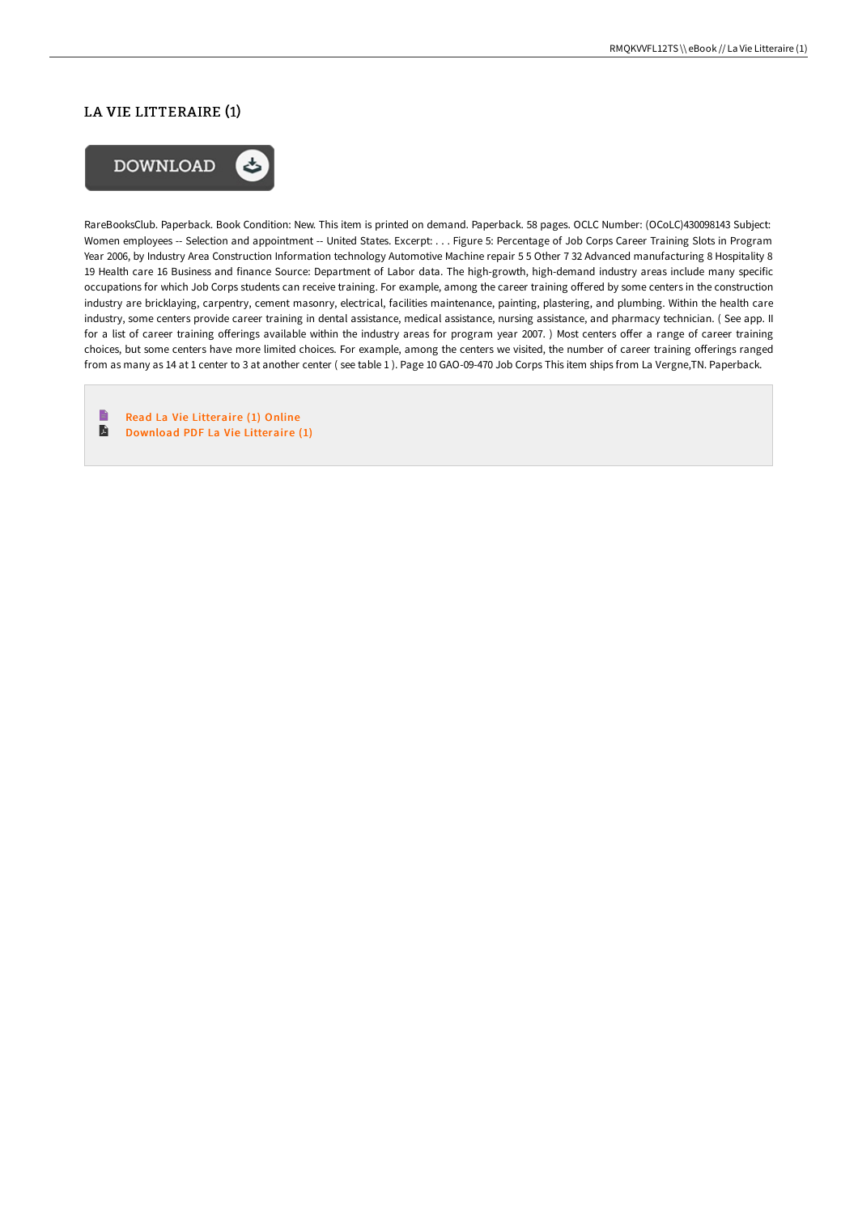## LA VIE LITTERAIRE (1)

DOWNLOAD

RareBooksClub. Paperback. Book Condition: New. This item is printed on demand. Paperback. 58 pages. OCLC Number: (OCoLC)430098143 Subject: Women employees -- Selection and appointment -- United States. Excerpt: . . . Figure 5: Percentage of Job Corps Career Training Slots in Program Year 2006, by Industry Area Construction Information technology Automotive Machine repair 5 5 Other 7 32 Advanced manufacturing 8 Hospitality 8 19 Health care 16 Business and finance Source: Department of Labor data. The high-growth, high-demand industry areas include many specific occupations for which Job Corps students can receive training. For example, among the career training offered by some centers in the construction industry are bricklaying, carpentry, cement masonry, electrical, facilities maintenance, painting, plastering, and plumbing. Within the health care industry, some centers provide career training in dental assistance, medical assistance, nursing assistance, and pharmacy technician. ( See app. II for a list of career training offerings available within the industry areas for program year 2007. ) Most centers offer a range of career training choices, but some centers have more limited choices. For example, among the centers we visited, the number of career training offerings ranged from as many as 14 at 1 center to 3 at another center ( see table 1 ). Page 10 GAO-09-470 Job Corps This item ships from La Vergne,TN. Paperback.

- Read La Vie Litteraire (1) Online
- Download PDF La Vie Litteraire (1)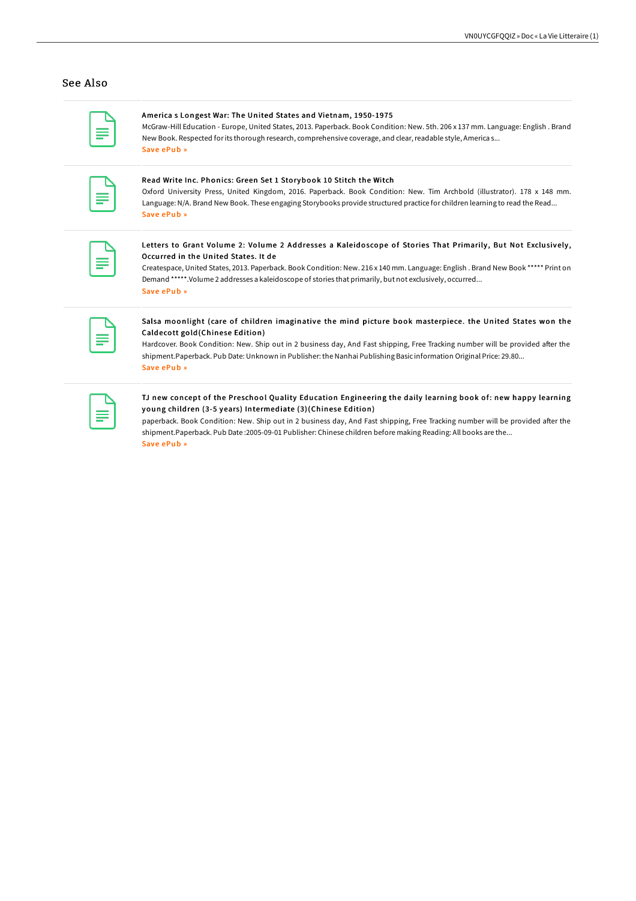## See Also

**America s Longest War: The United States and Vietnam, 1950-1975**

McGraw-Hill Education - Europe, United States, 2013. Paperback. Book Condition: New. 5th. 206 x 137 mm. Language: English . Brand New Book. Respected for its thorough research, comprehensive coverage, and clear, readable style, America s...

Save ePub »

**Read Write Inc. Phonics: Green Set 1 Storybook 10 Stitch the Witch**

Oxford University Press, United Kingdom, 2016. Paperback. Book Condition: New. Tim Archbold (illustrator). 178 x 148 mm. Language: N/A. Brand New Book. These engaging Storybooks provide structured practice for children learning to read the Read...

Save ePub »

**Letters to Grant Volume 2: Volume 2 Addresses a Kaleidoscope of Stories That Primarily, But Not Exclusively, Occurred in the United States. It de**

Createspace, United States, 2013. Paperback. Book Condition: New. 216 x 140 mm. Language: English . Brand New Book ***** Print on Demand *****.Volume 2 addresses a kaleidoscope of stories that primarily, but not exclusively, occurred...

Save ePub »

**Salsa moonlight (care of children imaginative the mind picture book masterpiece. the United States won the Caldecott gold(Chinese Edition)**

Hardcover. Book Condition: New. Ship out in 2 business day, And Fast shipping, Free Tracking number will be provided after the shipment.Paperback. Pub Date: Unknown in Publisher: the Nanhai Publishing Basic information Original Price: 29.80...

Save ePub »

**TJ new concept of the Preschool Quality Education Engineering the daily learning book of: new happy learning young children (3-5 years) Intermediate (3)(Chinese Edition)**

paperback. Book Condition: New. Ship out in 2 business day, And Fast shipping, Free Tracking number will be provided after the shipment.Paperback. Pub Date :2005-09-01 Publisher: Chinese children before making Reading: All books are the...

Save ePub »